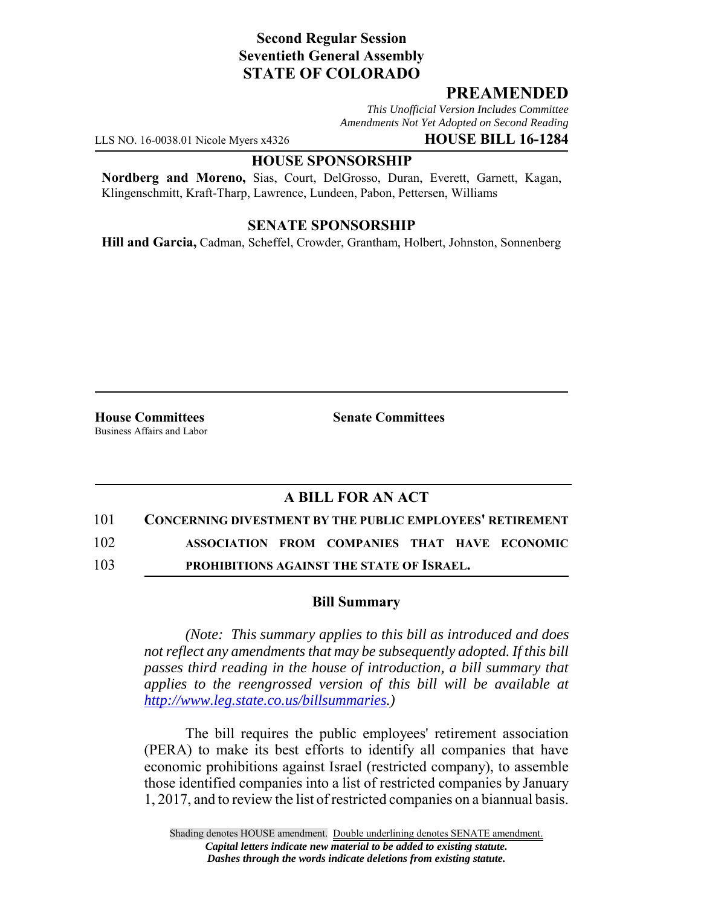**Second Regular Session**
**Seventieth General Assembly**
**STATE OF COLORADO**

## PREAMENDED

*This Unofficial Version Includes Committee Amendments Not Yet Adopted on Second Reading*

LLS NO. 16-0038.01 Nicole Myers x4326 **HOUSE BILL 16-1284**

**HOUSE SPONSORSHIP**

**Nordberg and Moreno,** Sias, Court, DelGrosso, Duran, Everett, Garnett, Kagan, Klingenschmitt, Kraft-Tharp, Lawrence, Lundeen, Pabon, Pettersen, Williams

**SENATE SPONSORSHIP**

**Hill and Garcia,** Cadman, Scheffel, Crowder, Grantham, Holbert, Johnston, Sonnenberg

**House Committees**
Business Affairs and Labor

**Senate Committees**

**A BILL FOR AN ACT**

101 **CONCERNING DIVESTMENT BY THE PUBLIC EMPLOYEES' RETIREMENT**
102 **ASSOCIATION FROM COMPANIES THAT HAVE ECONOMIC**
103 **PROHIBITIONS AGAINST THE STATE OF ISRAEL.**

**Bill Summary**

*(Note: This summary applies to this bill as introduced and does not reflect any amendments that may be subsequently adopted. If this bill passes third reading in the house of introduction, a bill summary that applies to the reengrossed version of this bill will be available at http://www.leg.state.co.us/billsummaries.)*

The bill requires the public employees' retirement association (PERA) to make its best efforts to identify all companies that have economic prohibitions against Israel (restricted company), to assemble those identified companies into a list of restricted companies by January 1, 2017, and to review the list of restricted companies on a biannual basis.

Shading denotes HOUSE amendment. Double underlining denotes SENATE amendment.
*Capital letters indicate new material to be added to existing statute.*
*Dashes through the words indicate deletions from existing statute.*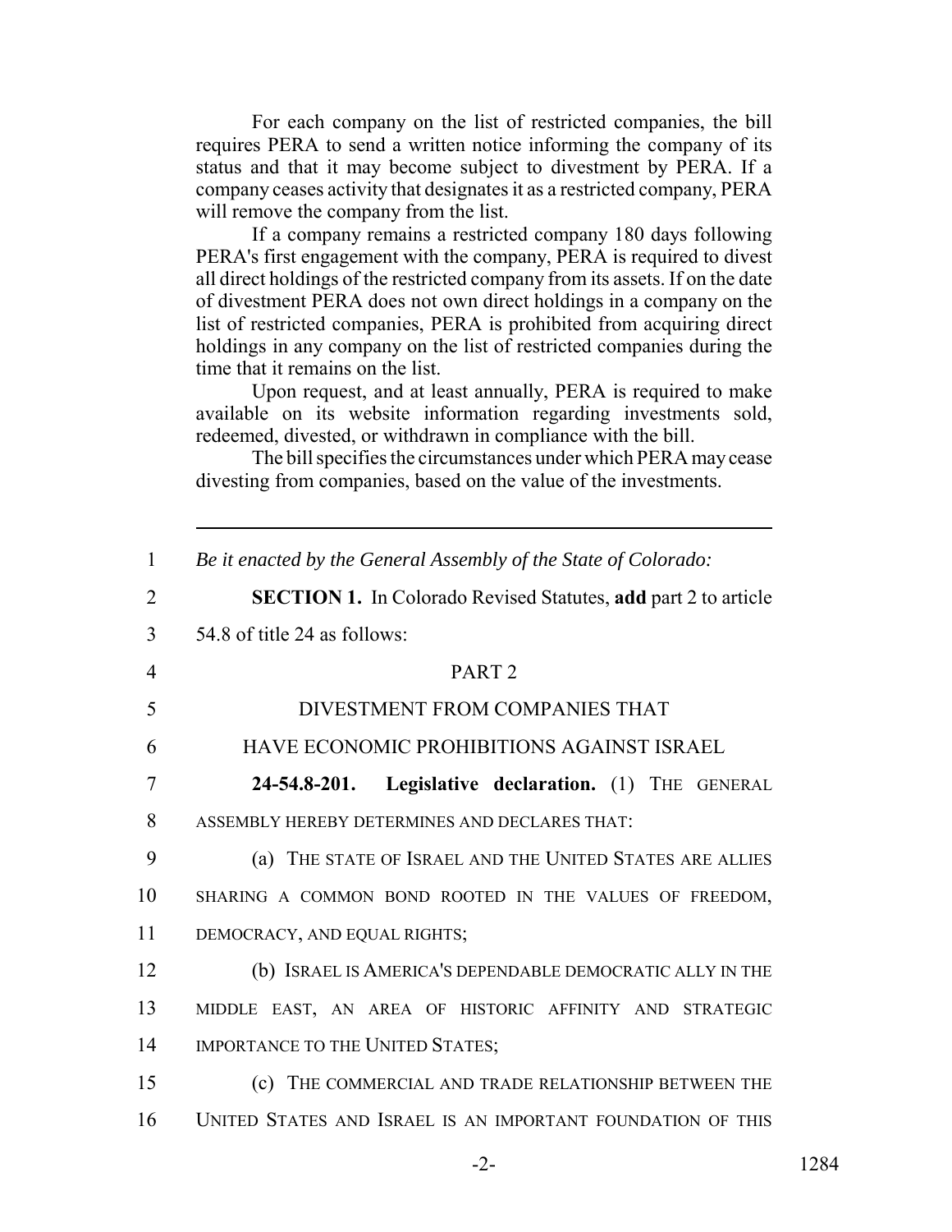For each company on the list of restricted companies, the bill requires PERA to send a written notice informing the company of its status and that it may become subject to divestment by PERA. If a company ceases activity that designates it as a restricted company, PERA will remove the company from the list.

If a company remains a restricted company 180 days following PERA's first engagement with the company, PERA is required to divest all direct holdings of the restricted company from its assets. If on the date of divestment PERA does not own direct holdings in a company on the list of restricted companies, PERA is prohibited from acquiring direct holdings in any company on the list of restricted companies during the time that it remains on the list.

Upon request, and at least annually, PERA is required to make available on its website information regarding investments sold, redeemed, divested, or withdrawn in compliance with the bill.

The bill specifies the circumstances under which PERA may cease divesting from companies, based on the value of the investments.

---

1 *Be it enacted by the General Assembly of the State of Colorado:*

2 **SECTION 1.** In Colorado Revised Statutes, **add** part 2 to article
3 54.8 of title 24 as follows:

4 PART 2

5 DIVESTMENT FROM COMPANIES THAT

6 HAVE ECONOMIC PROHIBITIONS AGAINST ISRAEL

7 **24-54.8-201. Legislative declaration.** (1) THE GENERAL
8 ASSEMBLY HEREBY DETERMINES AND DECLARES THAT:

9 (a) THE STATE OF ISRAEL AND THE UNITED STATES ARE ALLIES
10 SHARING A COMMON BOND ROOTED IN THE VALUES OF FREEDOM,
11 DEMOCRACY, AND EQUAL RIGHTS;

12 (b) ISRAEL IS AMERICA'S DEPENDABLE DEMOCRATIC ALLY IN THE
13 MIDDLE EAST, AN AREA OF HISTORIC AFFINITY AND STRATEGIC
14 IMPORTANCE TO THE UNITED STATES;

15 (c) THE COMMERCIAL AND TRADE RELATIONSHIP BETWEEN THE
16 UNITED STATES AND ISRAEL IS AN IMPORTANT FOUNDATION OF THIS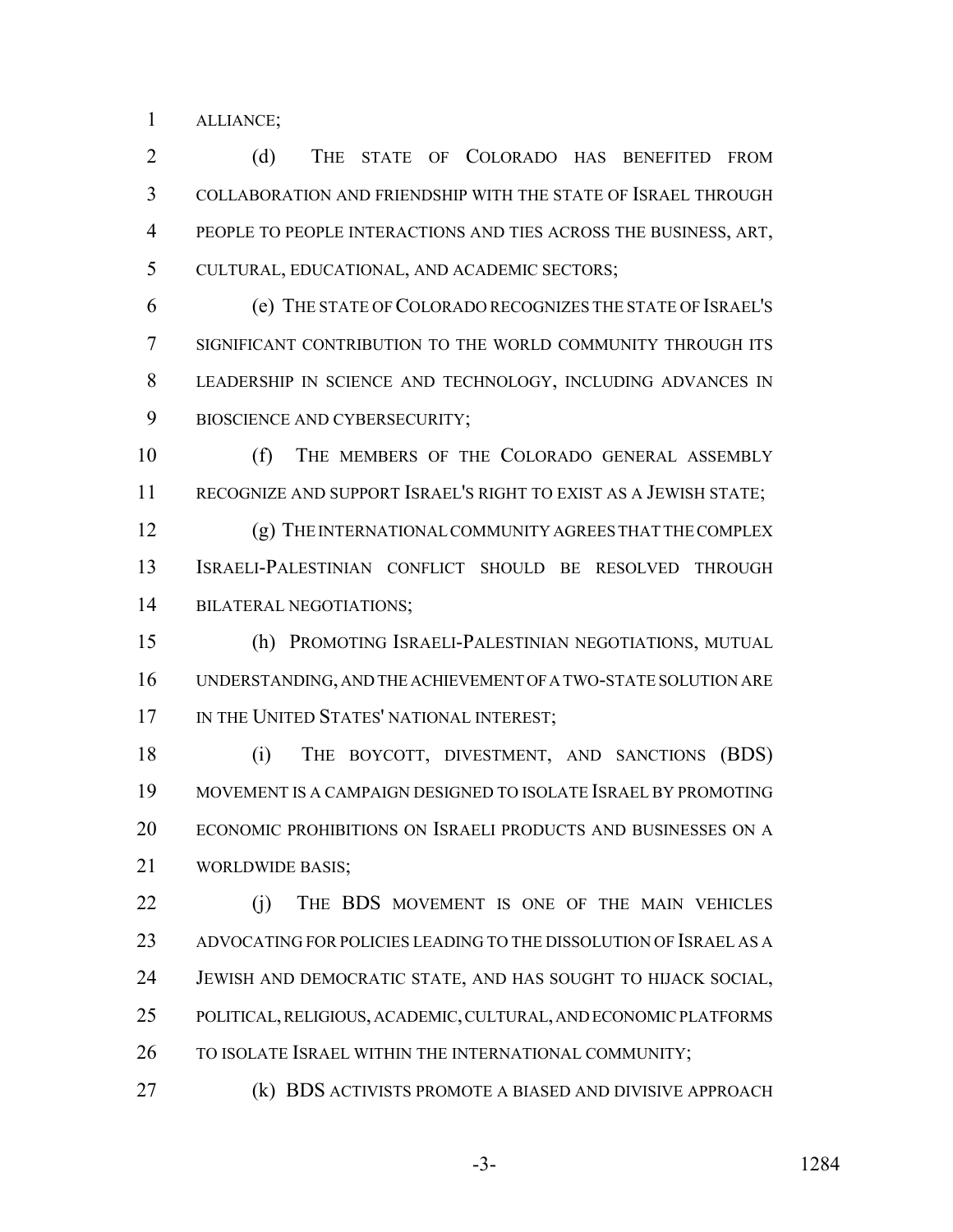ALLIANCE;

(d) THE STATE OF COLORADO HAS BENEFITED FROM COLLABORATION AND FRIENDSHIP WITH THE STATE OF ISRAEL THROUGH PEOPLE TO PEOPLE INTERACTIONS AND TIES ACROSS THE BUSINESS, ART, CULTURAL, EDUCATIONAL, AND ACADEMIC SECTORS;

(e) THE STATE OF COLORADO RECOGNIZES THE STATE OF ISRAEL'S SIGNIFICANT CONTRIBUTION TO THE WORLD COMMUNITY THROUGH ITS LEADERSHIP IN SCIENCE AND TECHNOLOGY, INCLUDING ADVANCES IN BIOSCIENCE AND CYBERSECURITY;

(f) THE MEMBERS OF THE COLORADO GENERAL ASSEMBLY RECOGNIZE AND SUPPORT ISRAEL'S RIGHT TO EXIST AS A JEWISH STATE;

(g) THE INTERNATIONAL COMMUNITY AGREES THAT THE COMPLEX ISRAELI-PALESTINIAN CONFLICT SHOULD BE RESOLVED THROUGH BILATERAL NEGOTIATIONS;

(h) PROMOTING ISRAELI-PALESTINIAN NEGOTIATIONS, MUTUAL UNDERSTANDING, AND THE ACHIEVEMENT OF A TWO-STATE SOLUTION ARE IN THE UNITED STATES' NATIONAL INTEREST;

(i) THE BOYCOTT, DIVESTMENT, AND SANCTIONS (BDS) MOVEMENT IS A CAMPAIGN DESIGNED TO ISOLATE ISRAEL BY PROMOTING ECONOMIC PROHIBITIONS ON ISRAELI PRODUCTS AND BUSINESSES ON A WORLDWIDE BASIS;

(j) THE BDS MOVEMENT IS ONE OF THE MAIN VEHICLES ADVOCATING FOR POLICIES LEADING TO THE DISSOLUTION OF ISRAEL AS A JEWISH AND DEMOCRATIC STATE, AND HAS SOUGHT TO HIJACK SOCIAL, POLITICAL, RELIGIOUS, ACADEMIC, CULTURAL, AND ECONOMIC PLATFORMS TO ISOLATE ISRAEL WITHIN THE INTERNATIONAL COMMUNITY;

(k) BDS ACTIVISTS PROMOTE A BIASED AND DIVISIVE APPROACH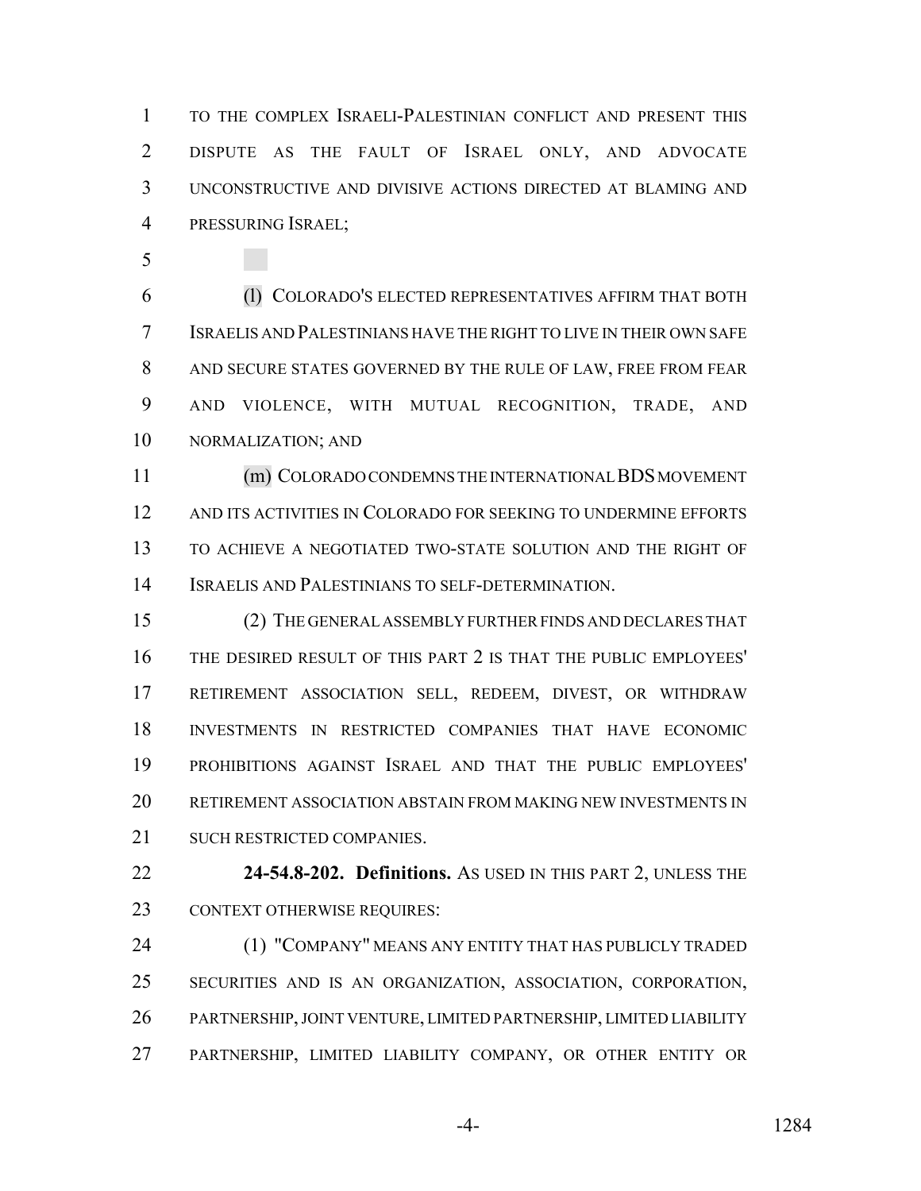TO THE COMPLEX ISRAELI-PALESTINIAN CONFLICT AND PRESENT THIS DISPUTE AS THE FAULT OF ISRAEL ONLY, AND ADVOCATE UNCONSTRUCTIVE AND DIVISIVE ACTIONS DIRECTED AT BLAMING AND PRESSURING ISRAEL;

(l) COLORADO'S ELECTED REPRESENTATIVES AFFIRM THAT BOTH ISRAELIS AND PALESTINIANS HAVE THE RIGHT TO LIVE IN THEIR OWN SAFE AND SECURE STATES GOVERNED BY THE RULE OF LAW, FREE FROM FEAR AND VIOLENCE, WITH MUTUAL RECOGNITION, TRADE, AND NORMALIZATION; AND

(m) COLORADO CONDEMNS THE INTERNATIONAL BDS MOVEMENT AND ITS ACTIVITIES IN COLORADO FOR SEEKING TO UNDERMINE EFFORTS TO ACHIEVE A NEGOTIATED TWO-STATE SOLUTION AND THE RIGHT OF ISRAELIS AND PALESTINIANS TO SELF-DETERMINATION.

(2) THE GENERAL ASSEMBLY FURTHER FINDS AND DECLARES THAT THE DESIRED RESULT OF THIS PART 2 IS THAT THE PUBLIC EMPLOYEES' RETIREMENT ASSOCIATION SELL, REDEEM, DIVEST, OR WITHDRAW INVESTMENTS IN RESTRICTED COMPANIES THAT HAVE ECONOMIC PROHIBITIONS AGAINST ISRAEL AND THAT THE PUBLIC EMPLOYEES' RETIREMENT ASSOCIATION ABSTAIN FROM MAKING NEW INVESTMENTS IN SUCH RESTRICTED COMPANIES.

**24-54.8-202. Definitions.** AS USED IN THIS PART 2, UNLESS THE CONTEXT OTHERWISE REQUIRES:

(1) "COMPANY" MEANS ANY ENTITY THAT HAS PUBLICLY TRADED SECURITIES AND IS AN ORGANIZATION, ASSOCIATION, CORPORATION, PARTNERSHIP, JOINT VENTURE, LIMITED PARTNERSHIP, LIMITED LIABILITY PARTNERSHIP, LIMITED LIABILITY COMPANY, OR OTHER ENTITY OR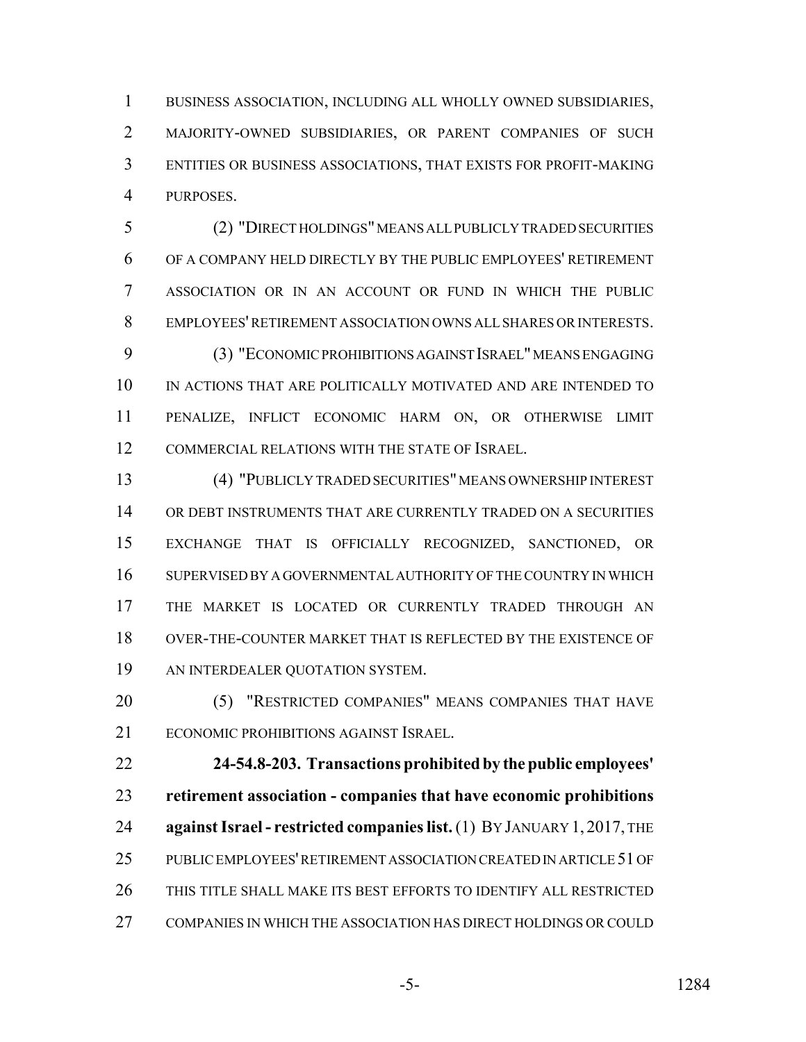BUSINESS ASSOCIATION, INCLUDING ALL WHOLLY OWNED SUBSIDIARIES, MAJORITY-OWNED SUBSIDIARIES, OR PARENT COMPANIES OF SUCH ENTITIES OR BUSINESS ASSOCIATIONS, THAT EXISTS FOR PROFIT-MAKING PURPOSES.

(2) "DIRECT HOLDINGS" MEANS ALL PUBLICLY TRADED SECURITIES OF A COMPANY HELD DIRECTLY BY THE PUBLIC EMPLOYEES' RETIREMENT ASSOCIATION OR IN AN ACCOUNT OR FUND IN WHICH THE PUBLIC EMPLOYEES' RETIREMENT ASSOCIATION OWNS ALL SHARES OR INTERESTS.

(3) "ECONOMIC PROHIBITIONS AGAINST ISRAEL" MEANS ENGAGING IN ACTIONS THAT ARE POLITICALLY MOTIVATED AND ARE INTENDED TO PENALIZE, INFLICT ECONOMIC HARM ON, OR OTHERWISE LIMIT COMMERCIAL RELATIONS WITH THE STATE OF ISRAEL.

(4) "PUBLICLY TRADED SECURITIES" MEANS OWNERSHIP INTEREST OR DEBT INSTRUMENTS THAT ARE CURRENTLY TRADED ON A SECURITIES EXCHANGE THAT IS OFFICIALLY RECOGNIZED, SANCTIONED, OR SUPERVISED BY A GOVERNMENTAL AUTHORITY OF THE COUNTRY IN WHICH THE MARKET IS LOCATED OR CURRENTLY TRADED THROUGH AN OVER-THE-COUNTER MARKET THAT IS REFLECTED BY THE EXISTENCE OF AN INTERDEALER QUOTATION SYSTEM.

(5) "RESTRICTED COMPANIES" MEANS COMPANIES THAT HAVE ECONOMIC PROHIBITIONS AGAINST ISRAEL.

**24-54.8-203. Transactions prohibited by the public employees' retirement association - companies that have economic prohibitions against Israel - restricted companies list.** (1) BY JANUARY 1, 2017, THE PUBLIC EMPLOYEES' RETIREMENT ASSOCIATION CREATED IN ARTICLE 51 OF THIS TITLE SHALL MAKE ITS BEST EFFORTS TO IDENTIFY ALL RESTRICTED COMPANIES IN WHICH THE ASSOCIATION HAS DIRECT HOLDINGS OR COULD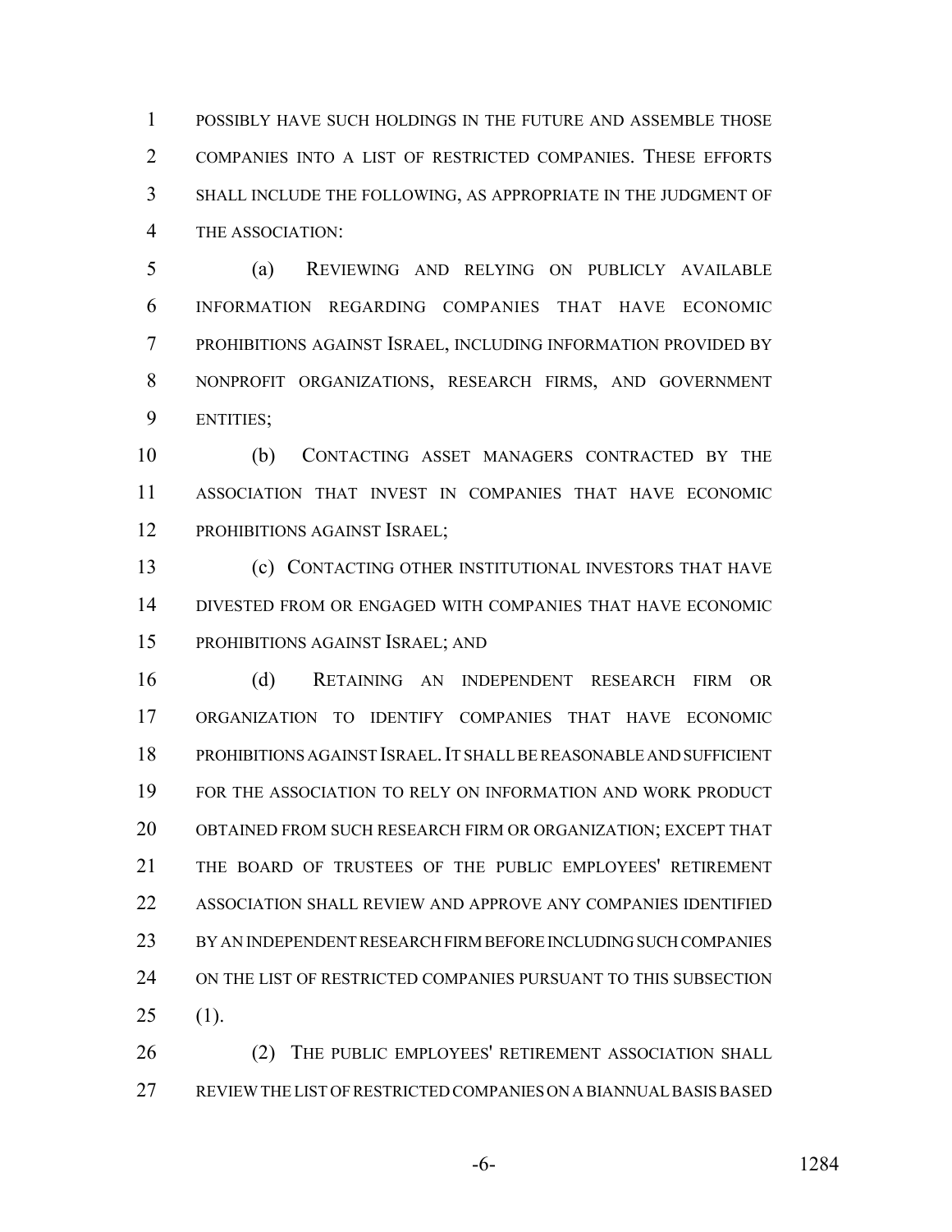POSSIBLY HAVE SUCH HOLDINGS IN THE FUTURE AND ASSEMBLE THOSE COMPANIES INTO A LIST OF RESTRICTED COMPANIES. THESE EFFORTS SHALL INCLUDE THE FOLLOWING, AS APPROPRIATE IN THE JUDGMENT OF THE ASSOCIATION:

(a) REVIEWING AND RELYING ON PUBLICLY AVAILABLE INFORMATION REGARDING COMPANIES THAT HAVE ECONOMIC PROHIBITIONS AGAINST ISRAEL, INCLUDING INFORMATION PROVIDED BY NONPROFIT ORGANIZATIONS, RESEARCH FIRMS, AND GOVERNMENT ENTITIES;

(b) CONTACTING ASSET MANAGERS CONTRACTED BY THE ASSOCIATION THAT INVEST IN COMPANIES THAT HAVE ECONOMIC PROHIBITIONS AGAINST ISRAEL;

(c) CONTACTING OTHER INSTITUTIONAL INVESTORS THAT HAVE DIVESTED FROM OR ENGAGED WITH COMPANIES THAT HAVE ECONOMIC PROHIBITIONS AGAINST ISRAEL; AND

(d) RETAINING AN INDEPENDENT RESEARCH FIRM OR ORGANIZATION TO IDENTIFY COMPANIES THAT HAVE ECONOMIC PROHIBITIONS AGAINST ISRAEL. IT SHALL BE REASONABLE AND SUFFICIENT FOR THE ASSOCIATION TO RELY ON INFORMATION AND WORK PRODUCT OBTAINED FROM SUCH RESEARCH FIRM OR ORGANIZATION; EXCEPT THAT THE BOARD OF TRUSTEES OF THE PUBLIC EMPLOYEES' RETIREMENT ASSOCIATION SHALL REVIEW AND APPROVE ANY COMPANIES IDENTIFIED BY AN INDEPENDENT RESEARCH FIRM BEFORE INCLUDING SUCH COMPANIES ON THE LIST OF RESTRICTED COMPANIES PURSUANT TO THIS SUBSECTION (1).

(2) THE PUBLIC EMPLOYEES' RETIREMENT ASSOCIATION SHALL REVIEW THE LIST OF RESTRICTED COMPANIES ON A BIANNUAL BASIS BASED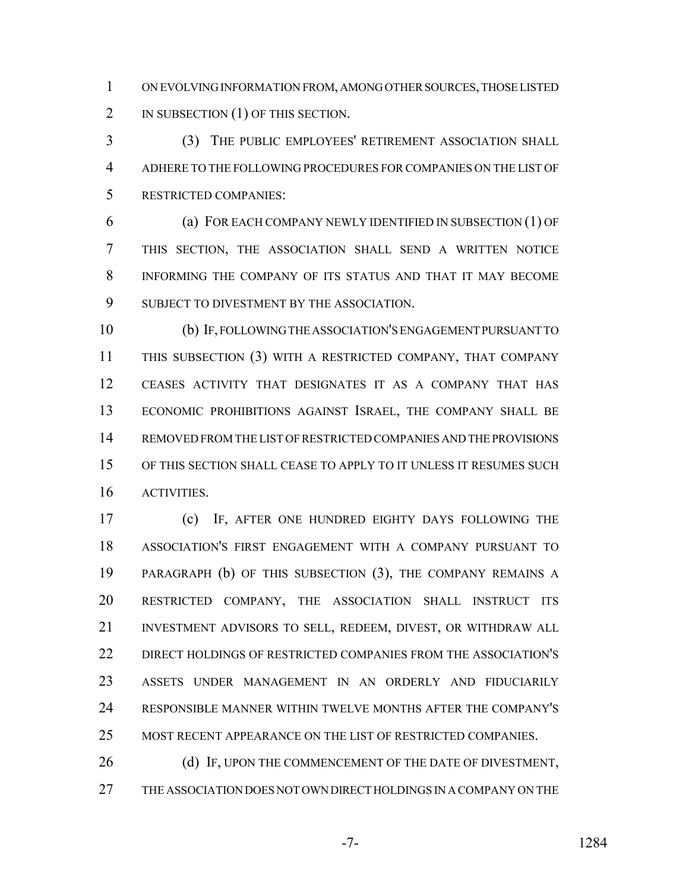ON EVOLVING INFORMATION FROM, AMONG OTHER SOURCES, THOSE LISTED IN SUBSECTION (1) OF THIS SECTION.

(3) THE PUBLIC EMPLOYEES' RETIREMENT ASSOCIATION SHALL ADHERE TO THE FOLLOWING PROCEDURES FOR COMPANIES ON THE LIST OF RESTRICTED COMPANIES:

(a) FOR EACH COMPANY NEWLY IDENTIFIED IN SUBSECTION (1) OF THIS SECTION, THE ASSOCIATION SHALL SEND A WRITTEN NOTICE INFORMING THE COMPANY OF ITS STATUS AND THAT IT MAY BECOME SUBJECT TO DIVESTMENT BY THE ASSOCIATION.

(b) IF, FOLLOWING THE ASSOCIATION'S ENGAGEMENT PURSUANT TO THIS SUBSECTION (3) WITH A RESTRICTED COMPANY, THAT COMPANY CEASES ACTIVITY THAT DESIGNATES IT AS A COMPANY THAT HAS ECONOMIC PROHIBITIONS AGAINST ISRAEL, THE COMPANY SHALL BE REMOVED FROM THE LIST OF RESTRICTED COMPANIES AND THE PROVISIONS OF THIS SECTION SHALL CEASE TO APPLY TO IT UNLESS IT RESUMES SUCH ACTIVITIES.

(c) IF, AFTER ONE HUNDRED EIGHTY DAYS FOLLOWING THE ASSOCIATION'S FIRST ENGAGEMENT WITH A COMPANY PURSUANT TO PARAGRAPH (b) OF THIS SUBSECTION (3), THE COMPANY REMAINS A RESTRICTED COMPANY, THE ASSOCIATION SHALL INSTRUCT ITS INVESTMENT ADVISORS TO SELL, REDEEM, DIVEST, OR WITHDRAW ALL DIRECT HOLDINGS OF RESTRICTED COMPANIES FROM THE ASSOCIATION'S ASSETS UNDER MANAGEMENT IN AN ORDERLY AND FIDUCIARILY RESPONSIBLE MANNER WITHIN TWELVE MONTHS AFTER THE COMPANY'S MOST RECENT APPEARANCE ON THE LIST OF RESTRICTED COMPANIES.

(d) IF, UPON THE COMMENCEMENT OF THE DATE OF DIVESTMENT, THE ASSOCIATION DOES NOT OWN DIRECT HOLDINGS IN A COMPANY ON THE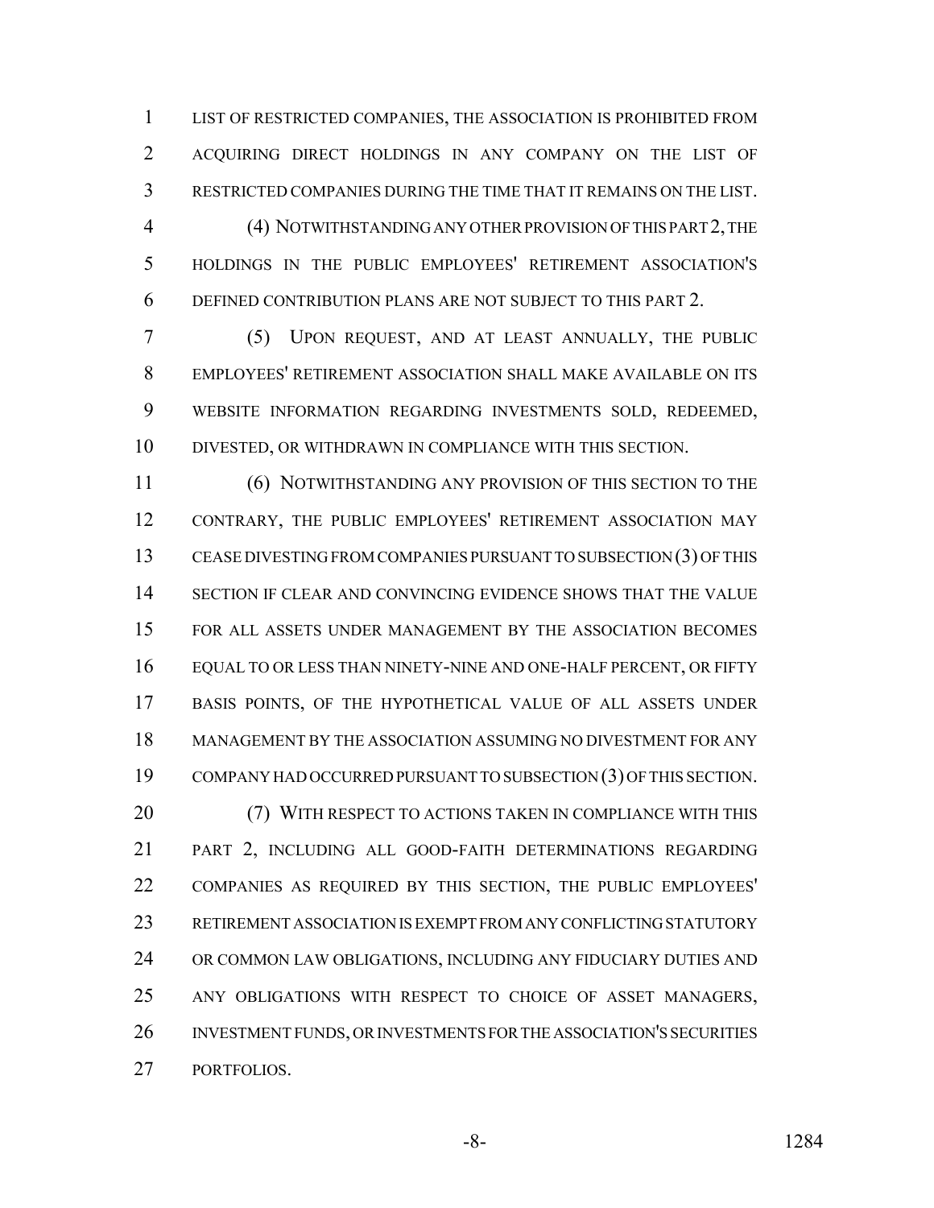LIST OF RESTRICTED COMPANIES, THE ASSOCIATION IS PROHIBITED FROM ACQUIRING DIRECT HOLDINGS IN ANY COMPANY ON THE LIST OF RESTRICTED COMPANIES DURING THE TIME THAT IT REMAINS ON THE LIST.

(4) NOTWITHSTANDING ANY OTHER PROVISION OF THIS PART 2, THE HOLDINGS IN THE PUBLIC EMPLOYEES' RETIREMENT ASSOCIATION'S DEFINED CONTRIBUTION PLANS ARE NOT SUBJECT TO THIS PART 2.

(5) UPON REQUEST, AND AT LEAST ANNUALLY, THE PUBLIC EMPLOYEES' RETIREMENT ASSOCIATION SHALL MAKE AVAILABLE ON ITS WEBSITE INFORMATION REGARDING INVESTMENTS SOLD, REDEEMED, DIVESTED, OR WITHDRAWN IN COMPLIANCE WITH THIS SECTION.

(6) NOTWITHSTANDING ANY PROVISION OF THIS SECTION TO THE CONTRARY, THE PUBLIC EMPLOYEES' RETIREMENT ASSOCIATION MAY CEASE DIVESTING FROM COMPANIES PURSUANT TO SUBSECTION (3) OF THIS SECTION IF CLEAR AND CONVINCING EVIDENCE SHOWS THAT THE VALUE FOR ALL ASSETS UNDER MANAGEMENT BY THE ASSOCIATION BECOMES EQUAL TO OR LESS THAN NINETY-NINE AND ONE-HALF PERCENT, OR FIFTY BASIS POINTS, OF THE HYPOTHETICAL VALUE OF ALL ASSETS UNDER MANAGEMENT BY THE ASSOCIATION ASSUMING NO DIVESTMENT FOR ANY COMPANY HAD OCCURRED PURSUANT TO SUBSECTION (3) OF THIS SECTION.

(7) WITH RESPECT TO ACTIONS TAKEN IN COMPLIANCE WITH THIS PART 2, INCLUDING ALL GOOD-FAITH DETERMINATIONS REGARDING COMPANIES AS REQUIRED BY THIS SECTION, THE PUBLIC EMPLOYEES' RETIREMENT ASSOCIATION IS EXEMPT FROM ANY CONFLICTING STATUTORY OR COMMON LAW OBLIGATIONS, INCLUDING ANY FIDUCIARY DUTIES AND ANY OBLIGATIONS WITH RESPECT TO CHOICE OF ASSET MANAGERS, INVESTMENT FUNDS, OR INVESTMENTS FOR THE ASSOCIATION'S SECURITIES PORTFOLIOS.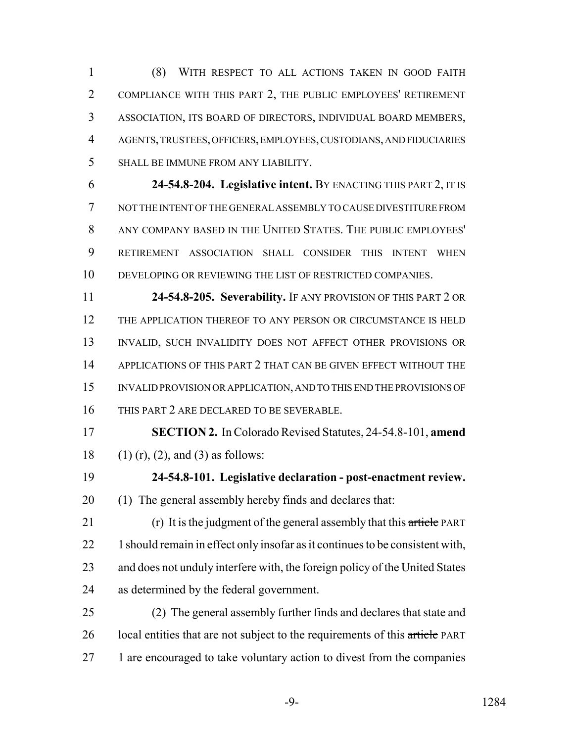(8) WITH RESPECT TO ALL ACTIONS TAKEN IN GOOD FAITH COMPLIANCE WITH THIS PART 2, THE PUBLIC EMPLOYEES' RETIREMENT ASSOCIATION, ITS BOARD OF DIRECTORS, INDIVIDUAL BOARD MEMBERS, AGENTS, TRUSTEES, OFFICERS, EMPLOYEES, CUSTODIANS, AND FIDUCIARIES SHALL BE IMMUNE FROM ANY LIABILITY.

**24-54.8-204. Legislative intent.** BY ENACTING THIS PART 2, IT IS NOT THE INTENT OF THE GENERAL ASSEMBLY TO CAUSE DIVESTITURE FROM ANY COMPANY BASED IN THE UNITED STATES. THE PUBLIC EMPLOYEES' RETIREMENT ASSOCIATION SHALL CONSIDER THIS INTENT WHEN DEVELOPING OR REVIEWING THE LIST OF RESTRICTED COMPANIES.

**24-54.8-205. Severability.** IF ANY PROVISION OF THIS PART 2 OR THE APPLICATION THEREOF TO ANY PERSON OR CIRCUMSTANCE IS HELD INVALID, SUCH INVALIDITY DOES NOT AFFECT OTHER PROVISIONS OR APPLICATIONS OF THIS PART 2 THAT CAN BE GIVEN EFFECT WITHOUT THE INVALID PROVISION OR APPLICATION, AND TO THIS END THE PROVISIONS OF THIS PART 2 ARE DECLARED TO BE SEVERABLE.

**SECTION 2.** In Colorado Revised Statutes, 24-54.8-101, **amend** (1) (r), (2), and (3) as follows:

**24-54.8-101. Legislative declaration - post-enactment review.** (1) The general assembly hereby finds and declares that:

(r) It is the judgment of the general assembly that this ~~article~~ PART 1 should remain in effect only insofar as it continues to be consistent with, and does not unduly interfere with, the foreign policy of the United States as determined by the federal government.

(2) The general assembly further finds and declares that state and local entities that are not subject to the requirements of this ~~article~~ PART 1 are encouraged to take voluntary action to divest from the companies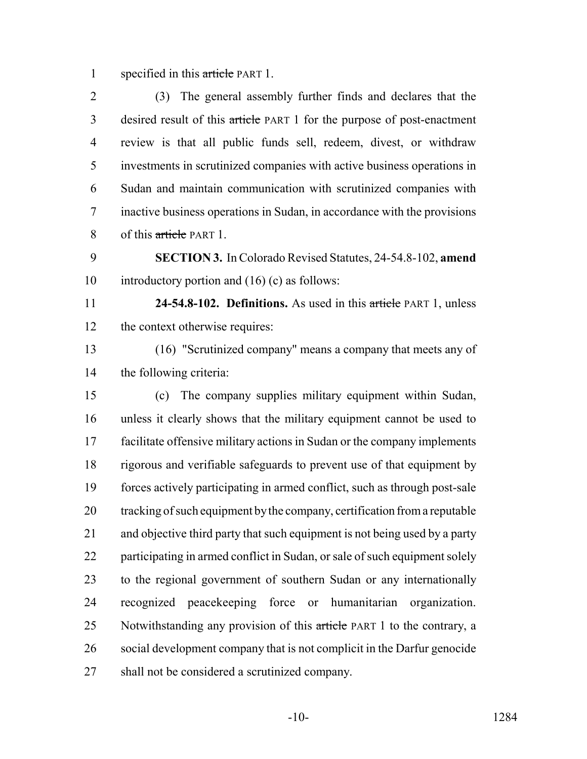specified in this ~~article~~ PART 1.

(3) The general assembly further finds and declares that the desired result of this ~~article~~ PART 1 for the purpose of post-enactment review is that all public funds sell, redeem, divest, or withdraw investments in scrutinized companies with active business operations in Sudan and maintain communication with scrutinized companies with inactive business operations in Sudan, in accordance with the provisions of this ~~article~~ PART 1.

**SECTION 3.** In Colorado Revised Statutes, 24-54.8-102, **amend** introductory portion and (16) (c) as follows:

**24-54.8-102. Definitions.** As used in this ~~article~~ PART 1, unless the context otherwise requires:

(16) "Scrutinized company" means a company that meets any of the following criteria:

(c) The company supplies military equipment within Sudan, unless it clearly shows that the military equipment cannot be used to facilitate offensive military actions in Sudan or the company implements rigorous and verifiable safeguards to prevent use of that equipment by forces actively participating in armed conflict, such as through post-sale tracking of such equipment by the company, certification from a reputable and objective third party that such equipment is not being used by a party participating in armed conflict in Sudan, or sale of such equipment solely to the regional government of southern Sudan or any internationally recognized peacekeeping force or humanitarian organization. Notwithstanding any provision of this ~~article~~ PART 1 to the contrary, a social development company that is not complicit in the Darfur genocide shall not be considered a scrutinized company.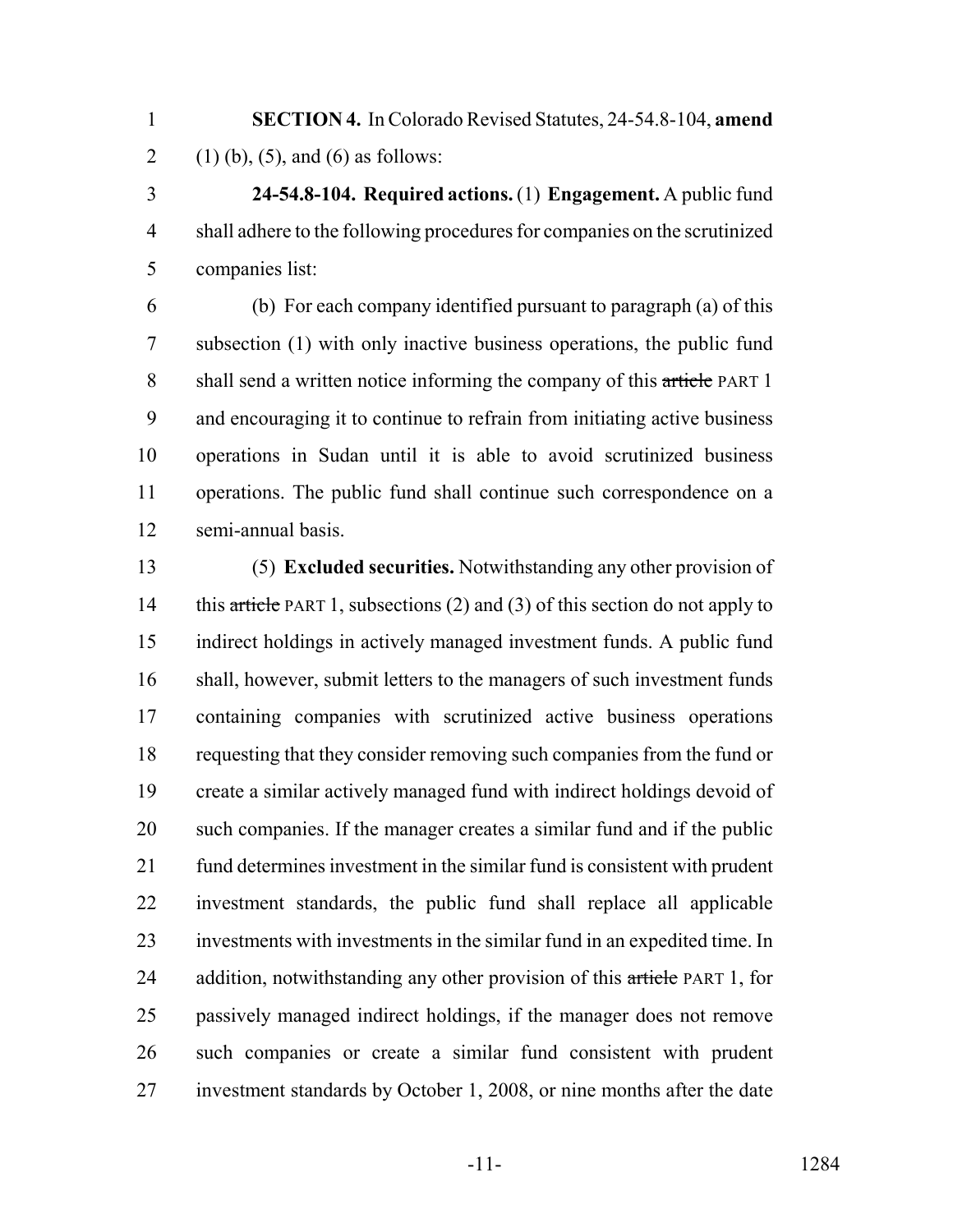**SECTION 4.** In Colorado Revised Statutes, 24-54.8-104, **amend** (1) (b), (5), and (6) as follows:

**24-54.8-104. Required actions.** (1) **Engagement.** A public fund shall adhere to the following procedures for companies on the scrutinized companies list:

(b) For each company identified pursuant to paragraph (a) of this subsection (1) with only inactive business operations, the public fund shall send a written notice informing the company of this ~~article~~ PART 1 and encouraging it to continue to refrain from initiating active business operations in Sudan until it is able to avoid scrutinized business operations. The public fund shall continue such correspondence on a semi-annual basis.

(5) **Excluded securities.** Notwithstanding any other provision of this ~~article~~ PART 1, subsections (2) and (3) of this section do not apply to indirect holdings in actively managed investment funds. A public fund shall, however, submit letters to the managers of such investment funds containing companies with scrutinized active business operations requesting that they consider removing such companies from the fund or create a similar actively managed fund with indirect holdings devoid of such companies. If the manager creates a similar fund and if the public fund determines investment in the similar fund is consistent with prudent investment standards, the public fund shall replace all applicable investments with investments in the similar fund in an expedited time. In addition, notwithstanding any other provision of this ~~article~~ PART 1, for passively managed indirect holdings, if the manager does not remove such companies or create a similar fund consistent with prudent investment standards by October 1, 2008, or nine months after the date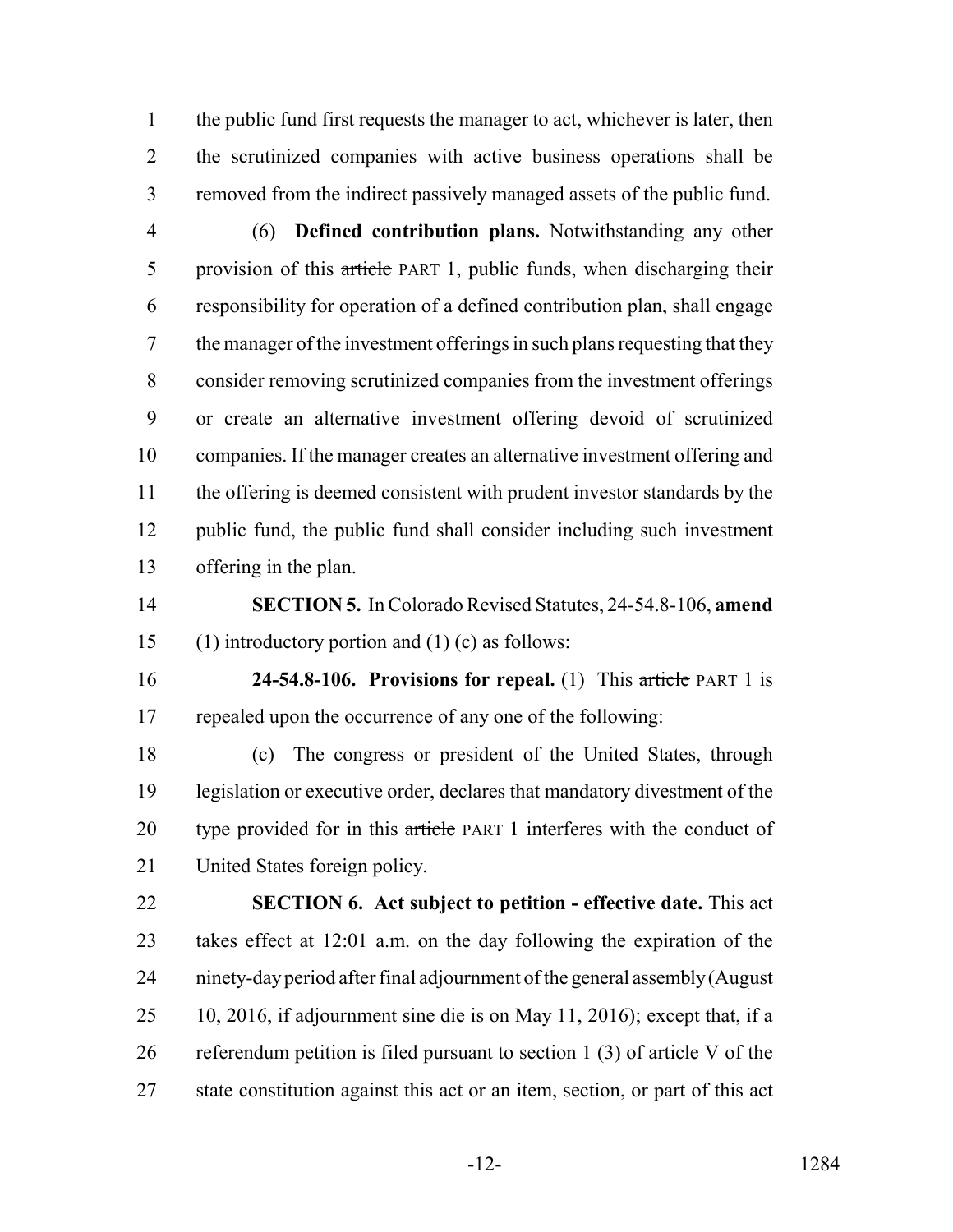the public fund first requests the manager to act, whichever is later, then the scrutinized companies with active business operations shall be removed from the indirect passively managed assets of the public fund.

(6) **Defined contribution plans.** Notwithstanding any other provision of this ~~article~~ PART 1, public funds, when discharging their responsibility for operation of a defined contribution plan, shall engage the manager of the investment offerings in such plans requesting that they consider removing scrutinized companies from the investment offerings or create an alternative investment offering devoid of scrutinized companies. If the manager creates an alternative investment offering and the offering is deemed consistent with prudent investor standards by the public fund, the public fund shall consider including such investment offering in the plan.

**SECTION 5.** In Colorado Revised Statutes, 24-54.8-106, **amend** (1) introductory portion and (1) (c) as follows:

**24-54.8-106. Provisions for repeal.** (1) This ~~article~~ PART 1 is repealed upon the occurrence of any one of the following:

(c) The congress or president of the United States, through legislation or executive order, declares that mandatory divestment of the type provided for in this ~~article~~ PART 1 interferes with the conduct of United States foreign policy.

**SECTION 6. Act subject to petition - effective date.** This act takes effect at 12:01 a.m. on the day following the expiration of the ninety-day period after final adjournment of the general assembly (August 10, 2016, if adjournment sine die is on May 11, 2016); except that, if a referendum petition is filed pursuant to section 1 (3) of article V of the state constitution against this act or an item, section, or part of this act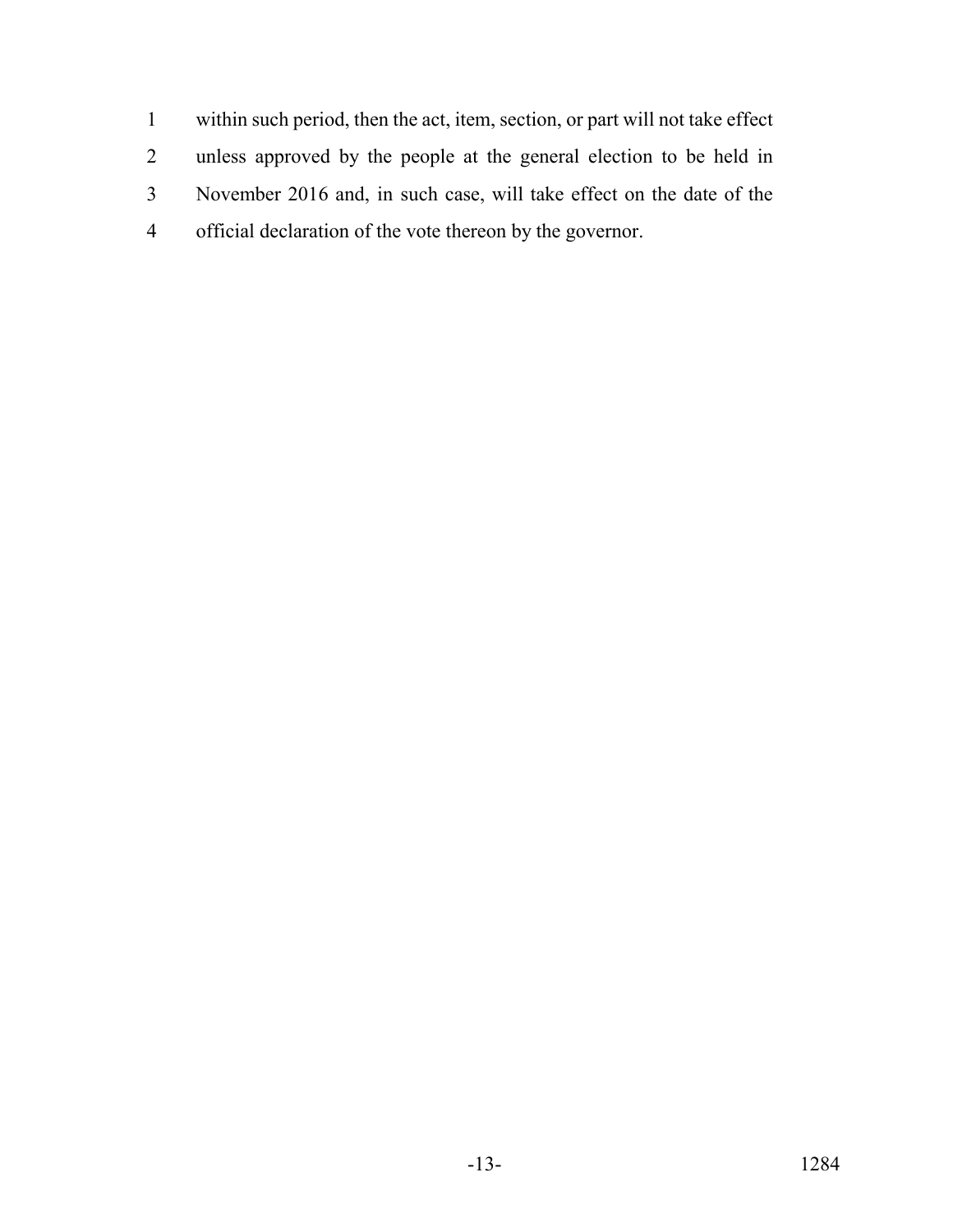within such period, then the act, item, section, or part will not take effect unless approved by the people at the general election to be held in November 2016 and, in such case, will take effect on the date of the official declaration of the vote thereon by the governor.